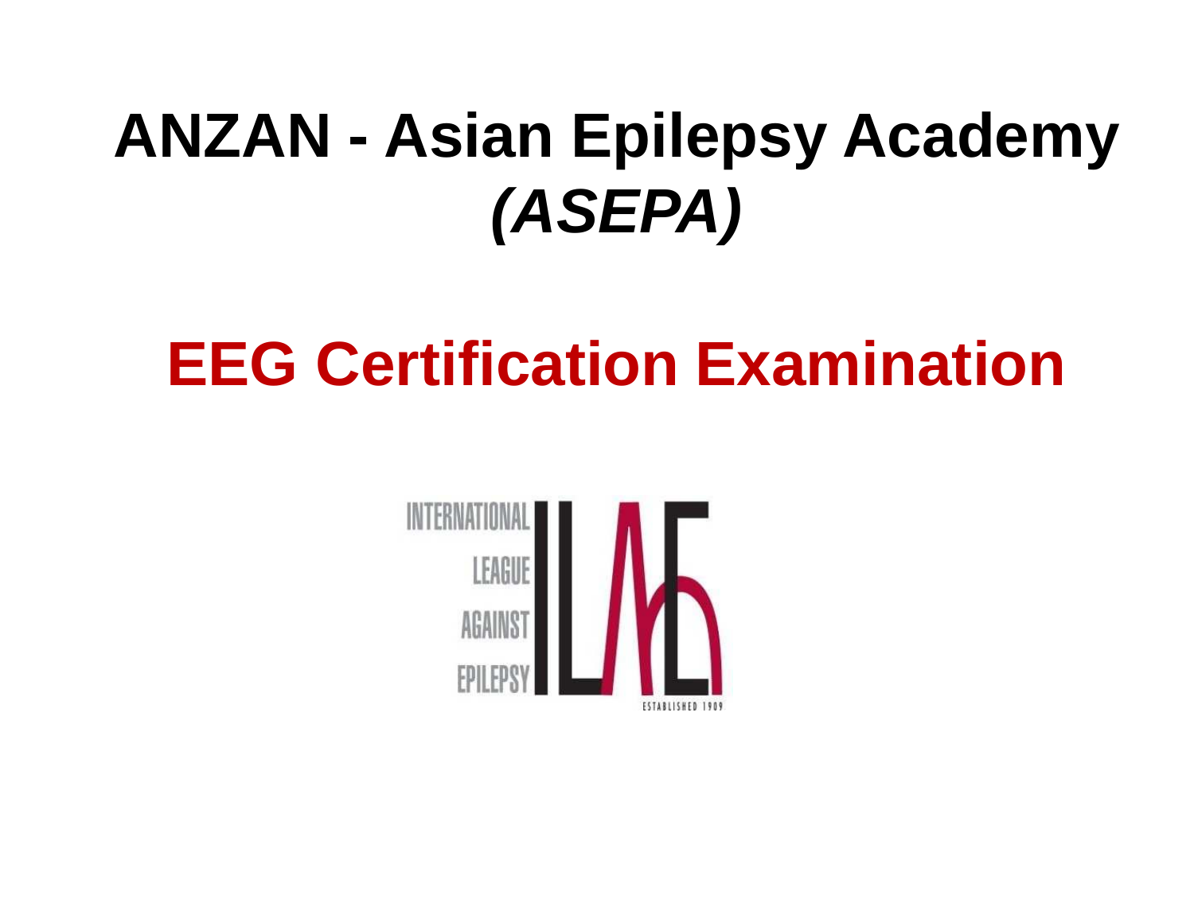# ANZAN - Asian Epilepsy Academy *(ASEPA)*

## EEG Certification Examination

INTERNATIONAL LEAGUE AGAINST EPILEPSY

ILAE

ESTABLISHED 1909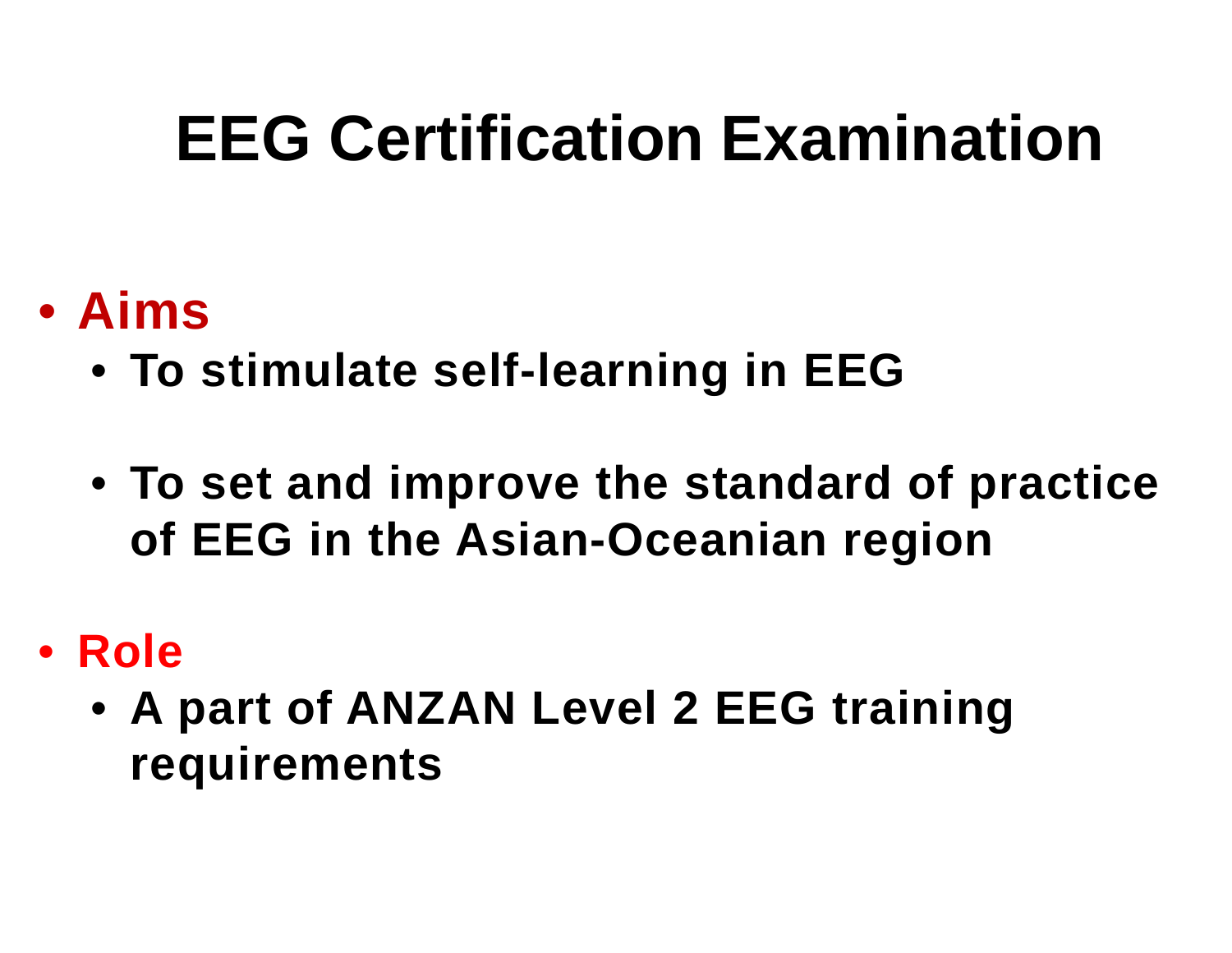# EEG Certification Examination

- **Aims**
  - **To stimulate self-learning in EEG**
  - **To set and improve the standard of practice of EEG in the Asian-Oceanian region**
- **Role**
  - **A part of ANZAN Level 2 EEG training requirements**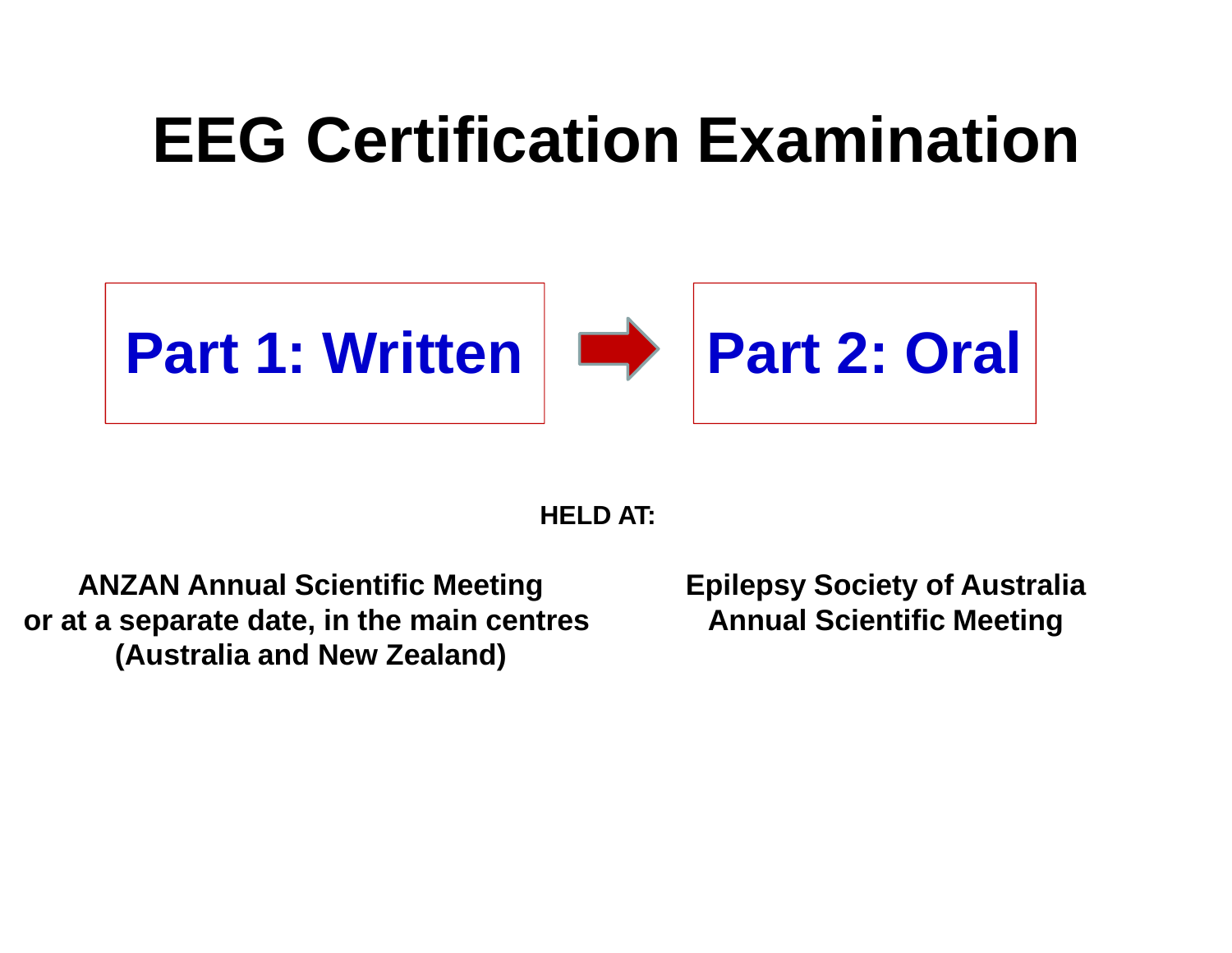# EEG Certification Examination

**Part 1: Written** → **Part 2: Oral**

**HELD AT:**

**ANZAN Annual Scientific Meeting or at a separate date, in the main centres (Australia and New Zealand)**

**Epilepsy Society of Australia Annual Scientific Meeting**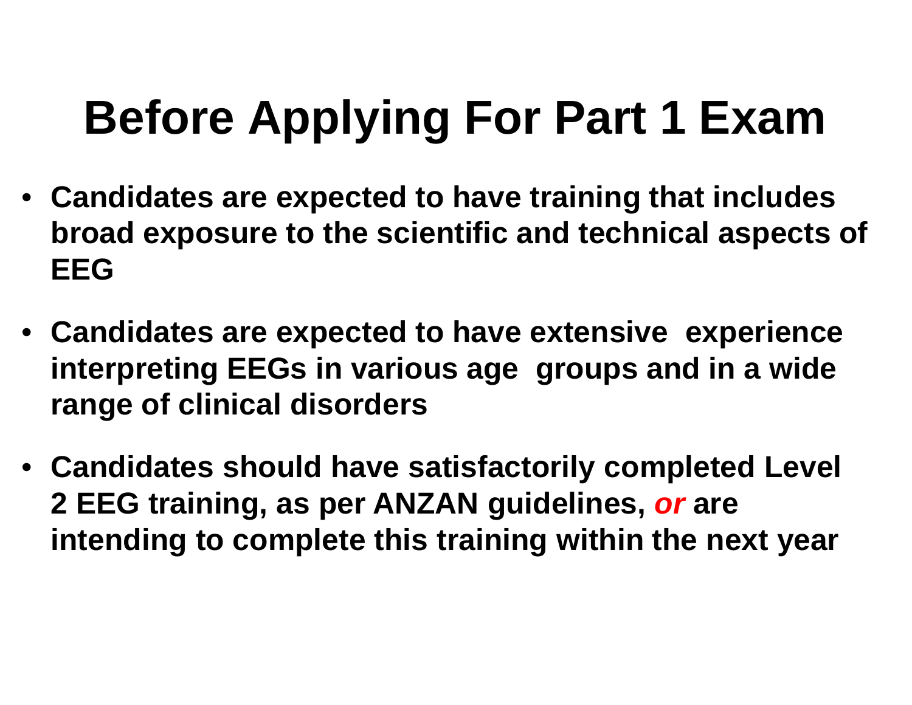# Before Applying For Part 1 Exam

- **Candidates are expected to have training that includes broad exposure to the scientific and technical aspects of EEG**
- **Candidates are expected to have extensive experience interpreting EEGs in various age groups and in a wide range of clinical disorders**
- **Candidates should have satisfactorily completed Level 2 EEG training, as per ANZAN guidelines, *or* are intending to complete this training within the next year**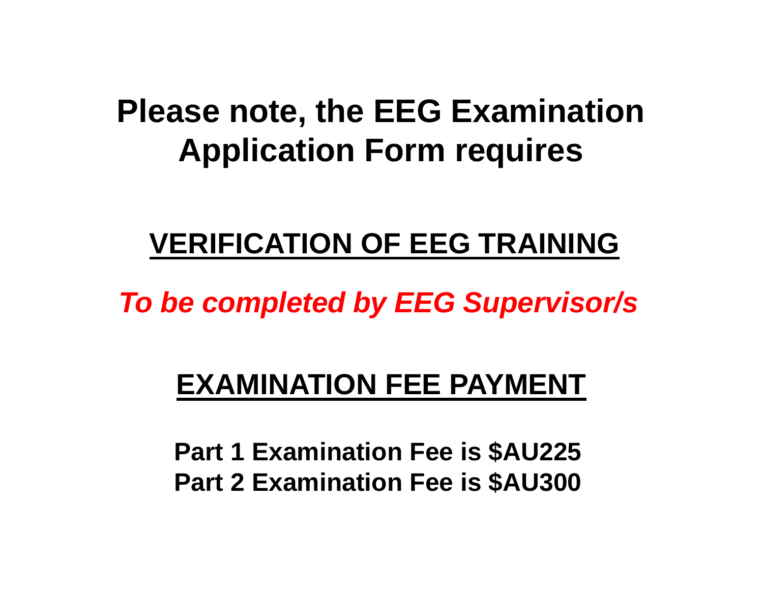# Please note, the EEG Examination Application Form requires

## <u>VERIFICATION OF EEG TRAINING</u>

***To be completed by EEG Supervisor/s***

## <u>EXAMINATION FEE PAYMENT</u>

**Part 1 Examination Fee is $AU225**
**Part 2 Examination Fee is $AU300**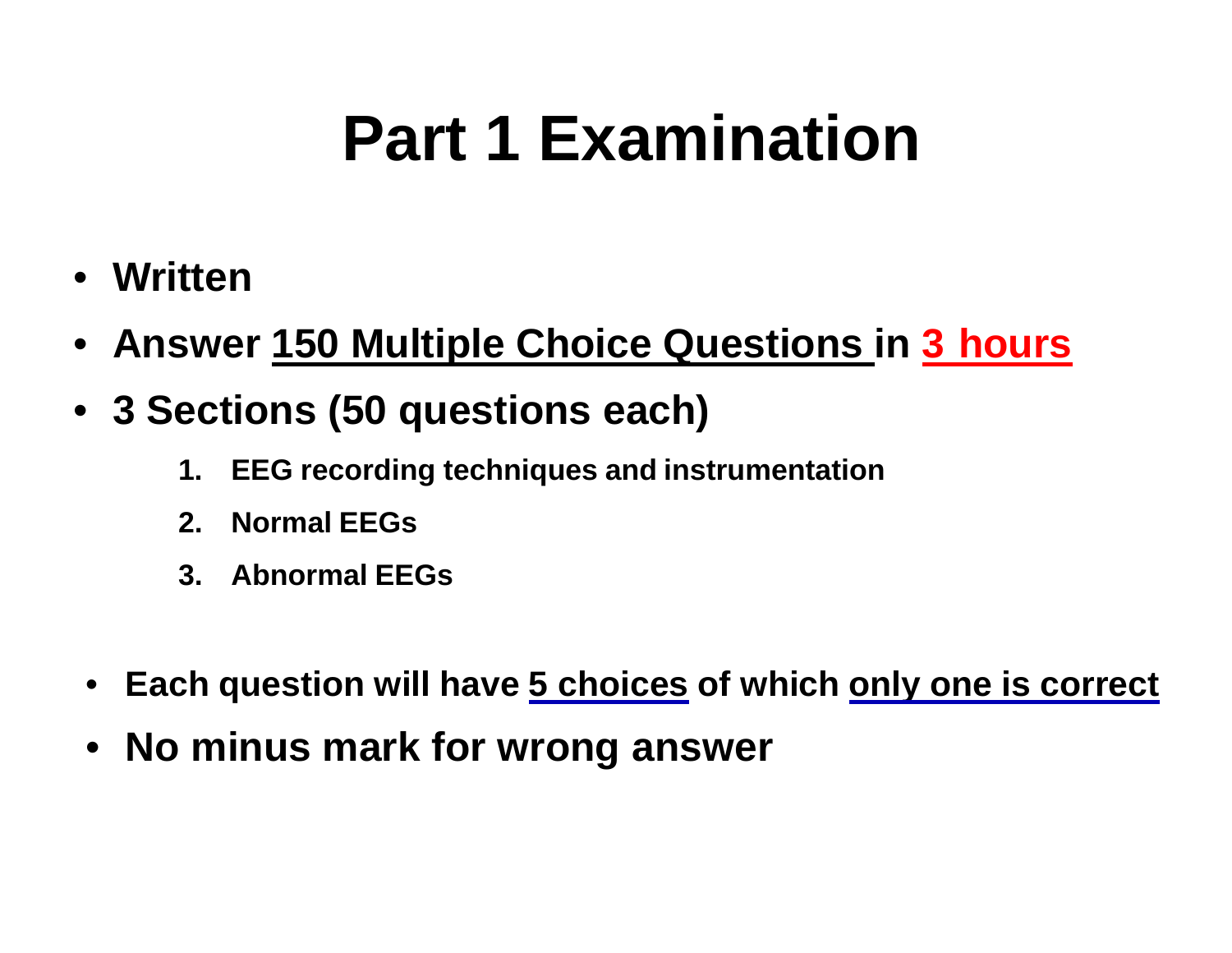# Part 1 Examination

- **Written**
- **Answer 150 Multiple Choice Questions in 3 hours**
- **3 Sections (50 questions each)**
  1. **EEG recording techniques and instrumentation**
  2. **Normal EEGs**
  3. **Abnormal EEGs**

- **Each question will have 5 choices of which only one is correct**
- **No minus mark for wrong answer**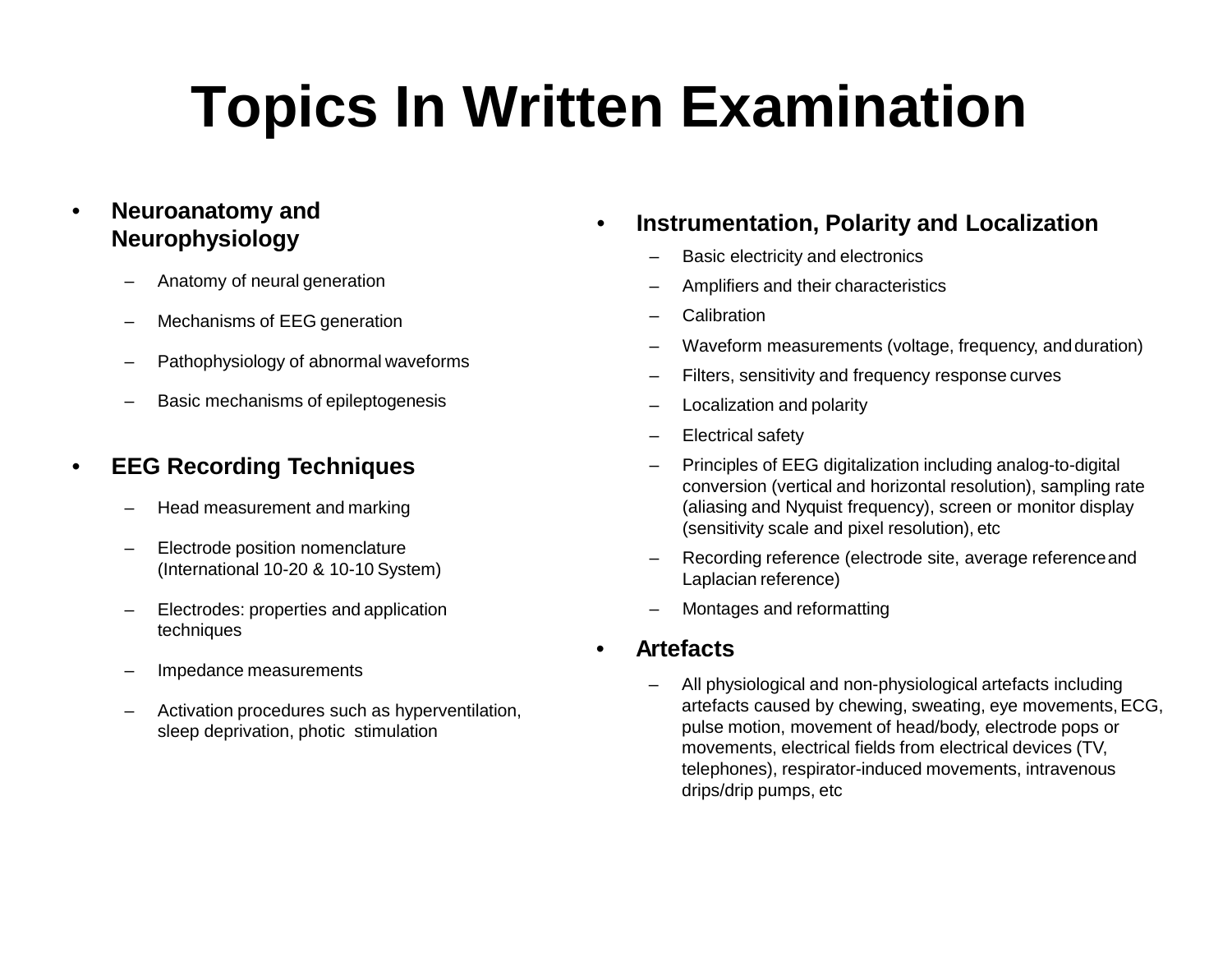# Topics In Written Examination

- **Neuroanatomy and Neurophysiology**
  - Anatomy of neural generation
  - Mechanisms of EEG generation
  - Pathophysiology of abnormal waveforms
  - Basic mechanisms of epileptogenesis

- **EEG Recording Techniques**
  - Head measurement and marking
  - Electrode position nomenclature (International 10-20 & 10-10 System)
  - Electrodes: properties and application techniques
  - Impedance measurements
  - Activation procedures such as hyperventilation, sleep deprivation, photic stimulation

- **Instrumentation, Polarity and Localization**
  - Basic electricity and electronics
  - Amplifiers and their characteristics
  - Calibration
  - Waveform measurements (voltage, frequency, and duration)
  - Filters, sensitivity and frequency response curves
  - Localization and polarity
  - Electrical safety
  - Principles of EEG digitalization including analog-to-digital conversion (vertical and horizontal resolution), sampling rate (aliasing and Nyquist frequency), screen or monitor display (sensitivity scale and pixel resolution), etc
  - Recording reference (electrode site, average reference and Laplacian reference)
  - Montages and reformatting

- **Artefacts**
  - All physiological and non-physiological artefacts including artefacts caused by chewing, sweating, eye movements, ECG, pulse motion, movement of head/body, electrode pops or movements, electrical fields from electrical devices (TV, telephones), respirator-induced movements, intravenous drips/drip pumps, etc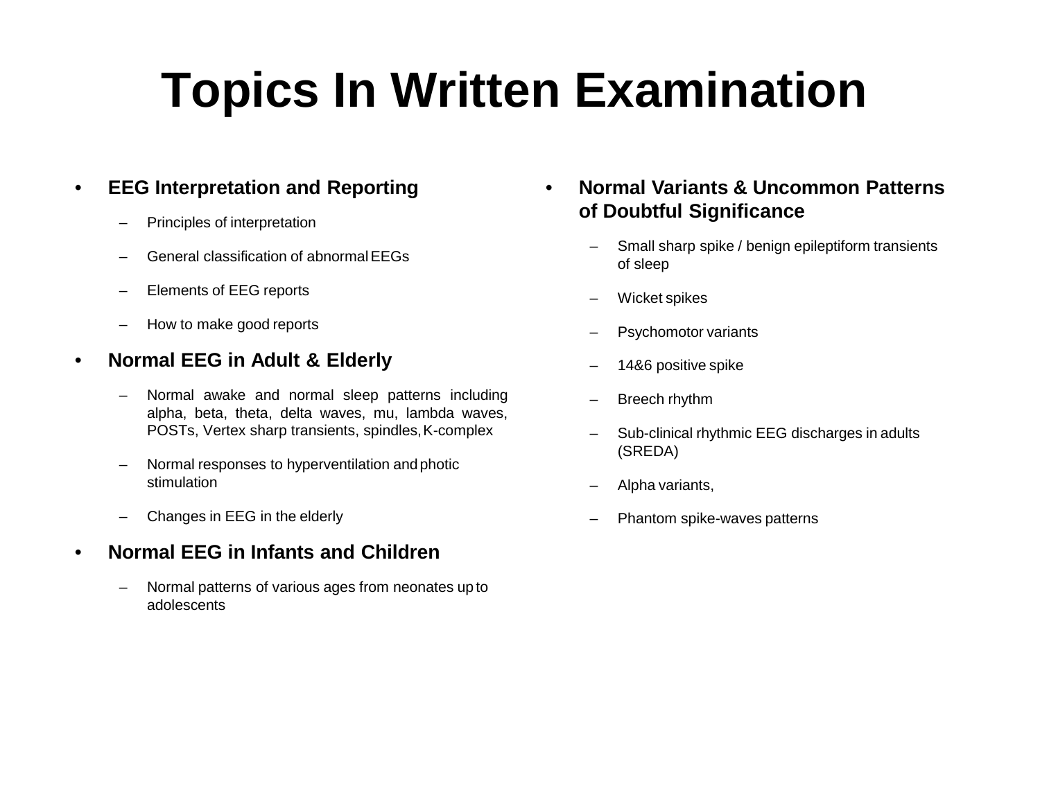# Topics In Written Examination

- **EEG Interpretation and Reporting**
  - Principles of interpretation
  - General classification of abnormal EEGs
  - Elements of EEG reports
  - How to make good reports
- **Normal EEG in Adult & Elderly**
  - Normal awake and normal sleep patterns including alpha, beta, theta, delta waves, mu, lambda waves, POSTs, Vertex sharp transients, spindles, K-complex
  - Normal responses to hyperventilation and photic stimulation
  - Changes in EEG in the elderly
- **Normal EEG in Infants and Children**
  - Normal patterns of various ages from neonates up to adolescents
- **Normal Variants & Uncommon Patterns of Doubtful Significance**
  - Small sharp spike / benign epileptiform transients of sleep
  - Wicket spikes
  - Psychomotor variants
  - 14&6 positive spike
  - Breech rhythm
  - Sub-clinical rhythmic EEG discharges in adults (SREDA)
  - Alpha variants,
  - Phantom spike-waves patterns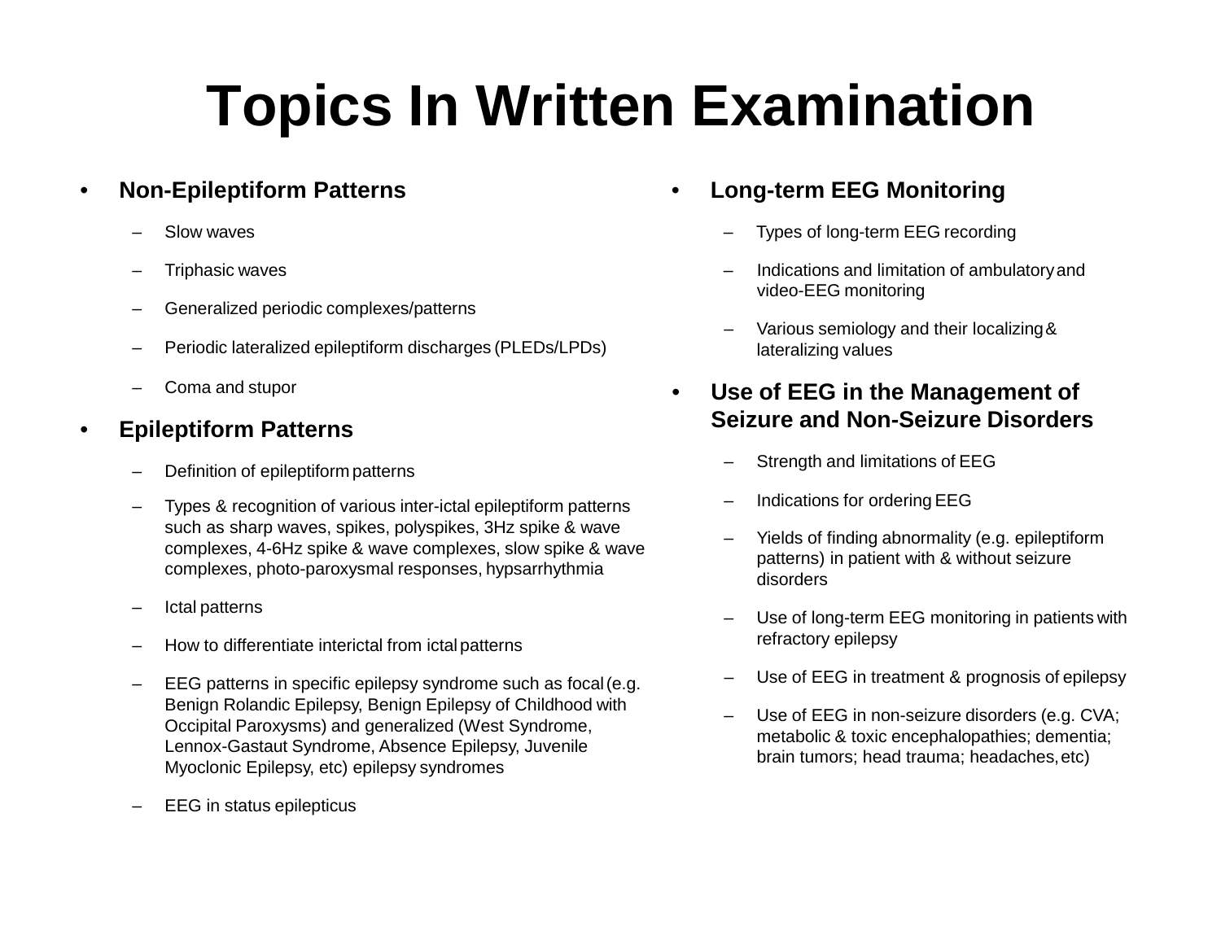# Topics In Written Examination

- **Non-Epileptiform Patterns**
  - Slow waves
  - Triphasic waves
  - Generalized periodic complexes/patterns
  - Periodic lateralized epileptiform discharges (PLEDs/LPDs)
  - Coma and stupor
- **Epileptiform Patterns**
  - Definition of epileptiform patterns
  - Types & recognition of various inter-ictal epileptiform patterns such as sharp waves, spikes, polyspikes, 3Hz spike & wave complexes, 4-6Hz spike & wave complexes, slow spike & wave complexes, photo-paroxysmal responses, hypsarrhythmia
  - Ictal patterns
  - How to differentiate interictal from ictal patterns
  - EEG patterns in specific epilepsy syndrome such as focal (e.g. Benign Rolandic Epilepsy, Benign Epilepsy of Childhood with Occipital Paroxysms) and generalized (West Syndrome, Lennox-Gastaut Syndrome, Absence Epilepsy, Juvenile Myoclonic Epilepsy, etc) epilepsy syndromes
  - EEG in status epilepticus
- **Long-term EEG Monitoring**
  - Types of long-term EEG recording
  - Indications and limitation of ambulatory and video-EEG monitoring
  - Various semiology and their localizing & lateralizing values
- **Use of EEG in the Management of Seizure and Non-Seizure Disorders**
  - Strength and limitations of EEG
  - Indications for ordering EEG
  - Yields of finding abnormality (e.g. epileptiform patterns) in patient with & without seizure disorders
  - Use of long-term EEG monitoring in patients with refractory epilepsy
  - Use of EEG in treatment & prognosis of epilepsy
  - Use of EEG in non-seizure disorders (e.g. CVA; metabolic & toxic encephalopathies; dementia; brain tumors; head trauma; headaches, etc)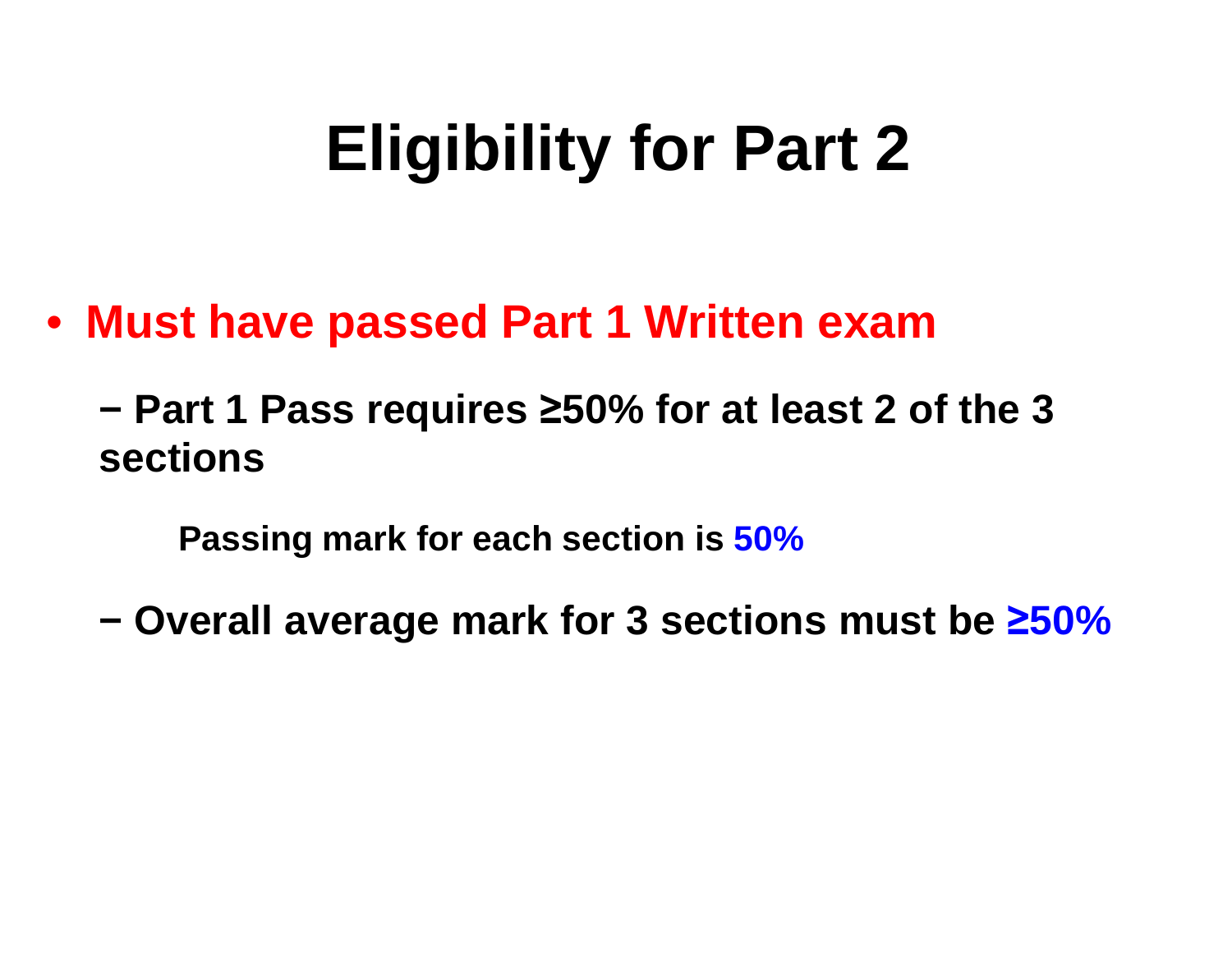# Eligibility for Part 2

- **Must have passed Part 1 Written exam**
  - **Part 1 Pass requires ≥50% for at least 2 of the 3 sections**

    **Passing mark for each section is 50%**

  - **Overall average mark for 3 sections must be ≥50%**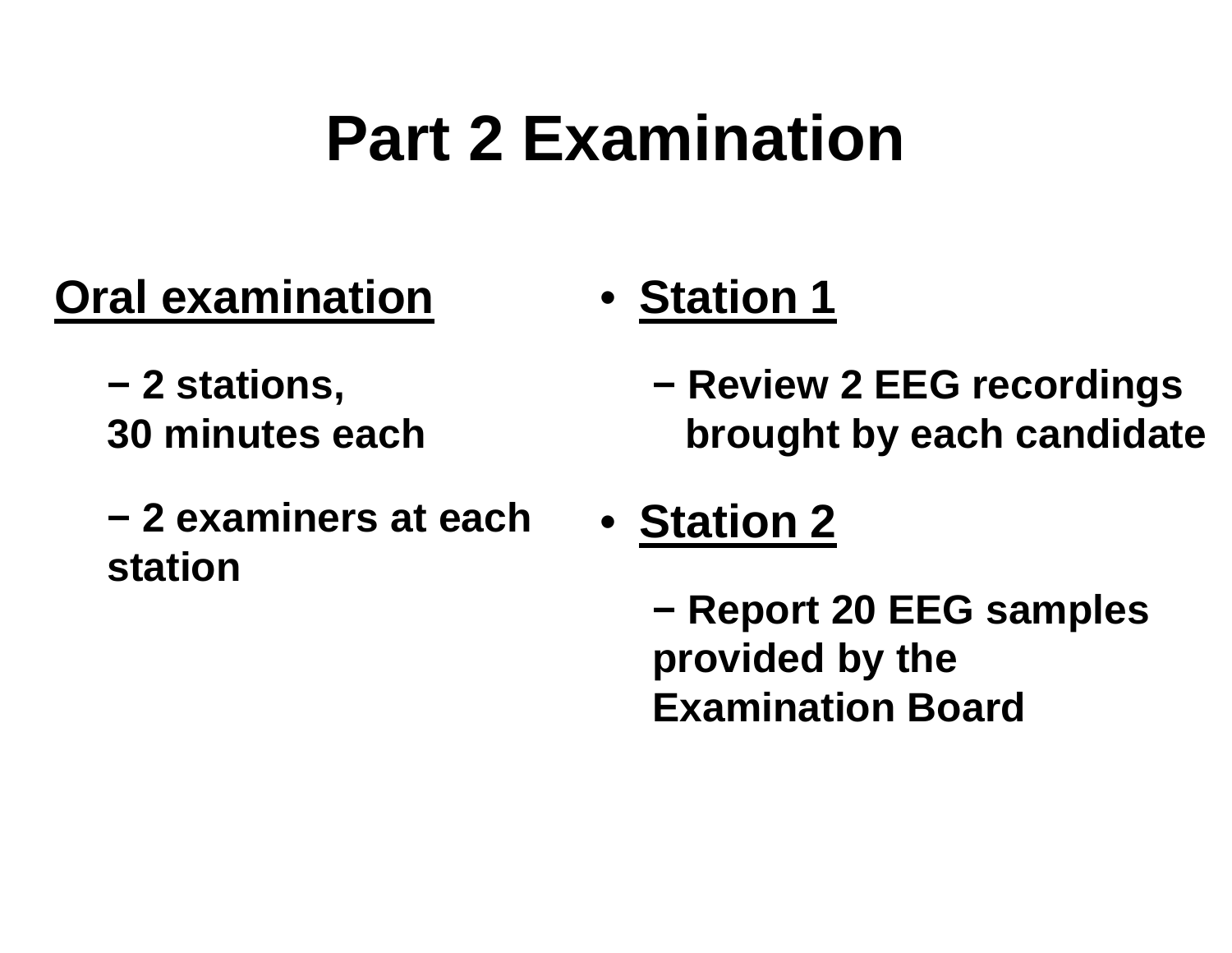# Part 2 Examination

**Oral examination**

- **2 stations, 30 minutes each**
- **2 examiners at each station**

- **Station 1**
  - **Review 2 EEG recordings brought by each candidate**
- **Station 2**
  - **Report 20 EEG samples provided by the Examination Board**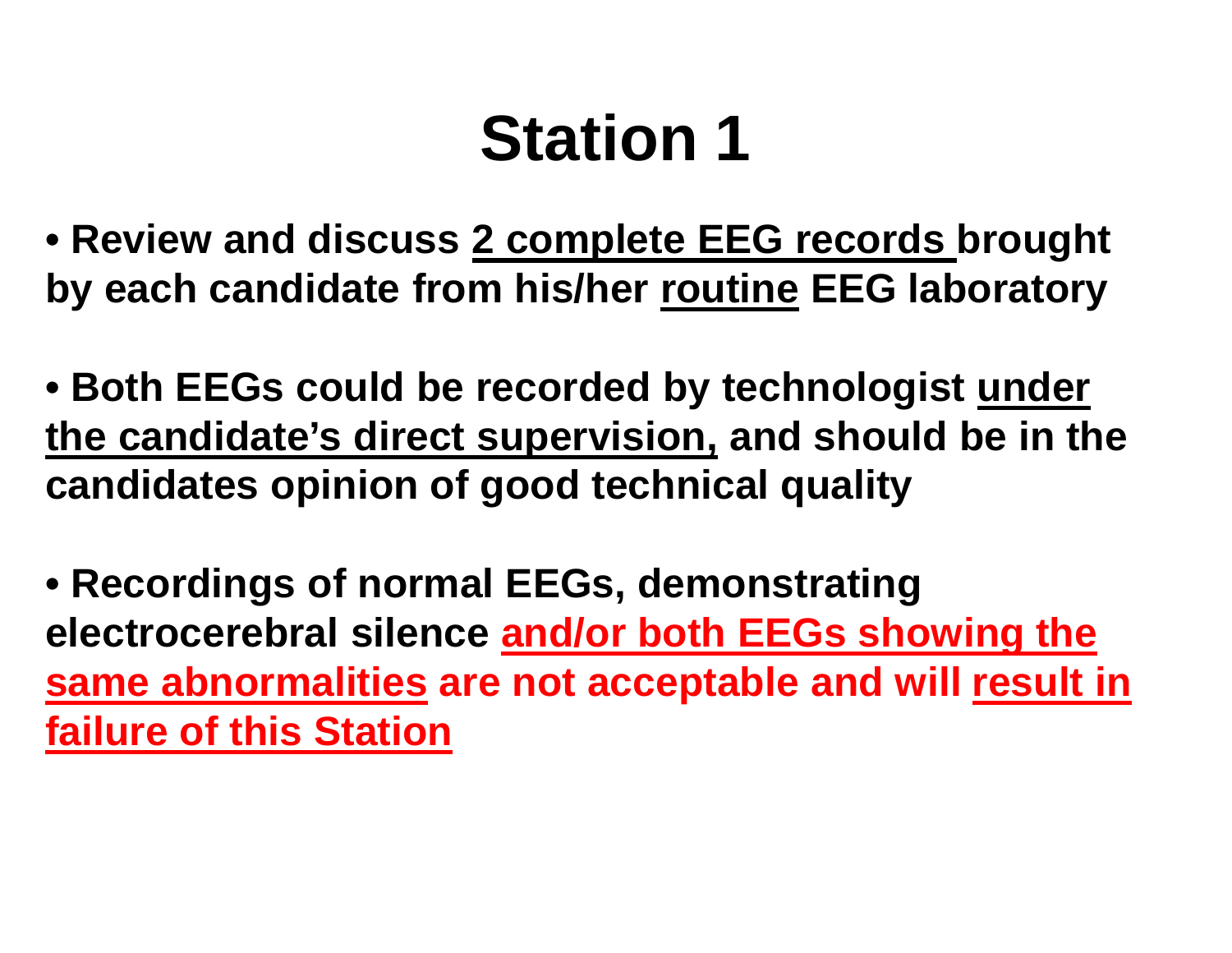# Station 1

- **Review and discuss 2 complete EEG records brought by each candidate from his/her routine EEG laboratory**

- **Both EEGs could be recorded by technologist under the candidate's direct supervision, and should be in the candidates opinion of good technical quality**

- **Recordings of normal EEGs, demonstrating electrocerebral silence and/or both EEGs showing the same abnormalities are not acceptable and will result in failure of this Station**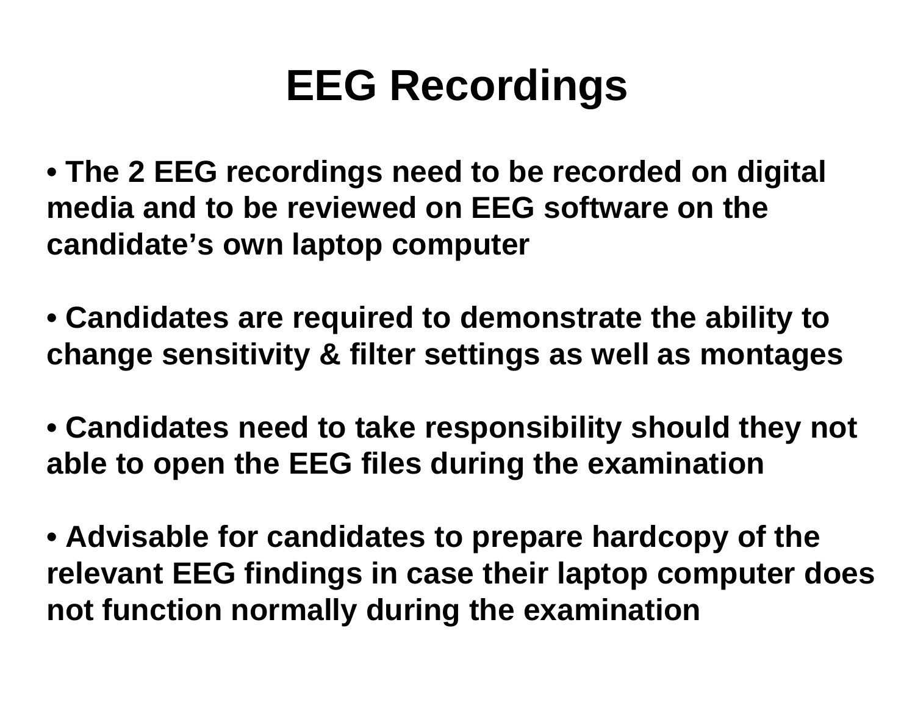# EEG Recordings

- The 2 EEG recordings need to be recorded on digital media and to be reviewed on EEG software on the candidate's own laptop computer

- Candidates are required to demonstrate the ability to change sensitivity & filter settings as well as montages

- Candidates need to take responsibility should they not able to open the EEG files during the examination

- Advisable for candidates to prepare hardcopy of the relevant EEG findings in case their laptop computer does not function normally during the examination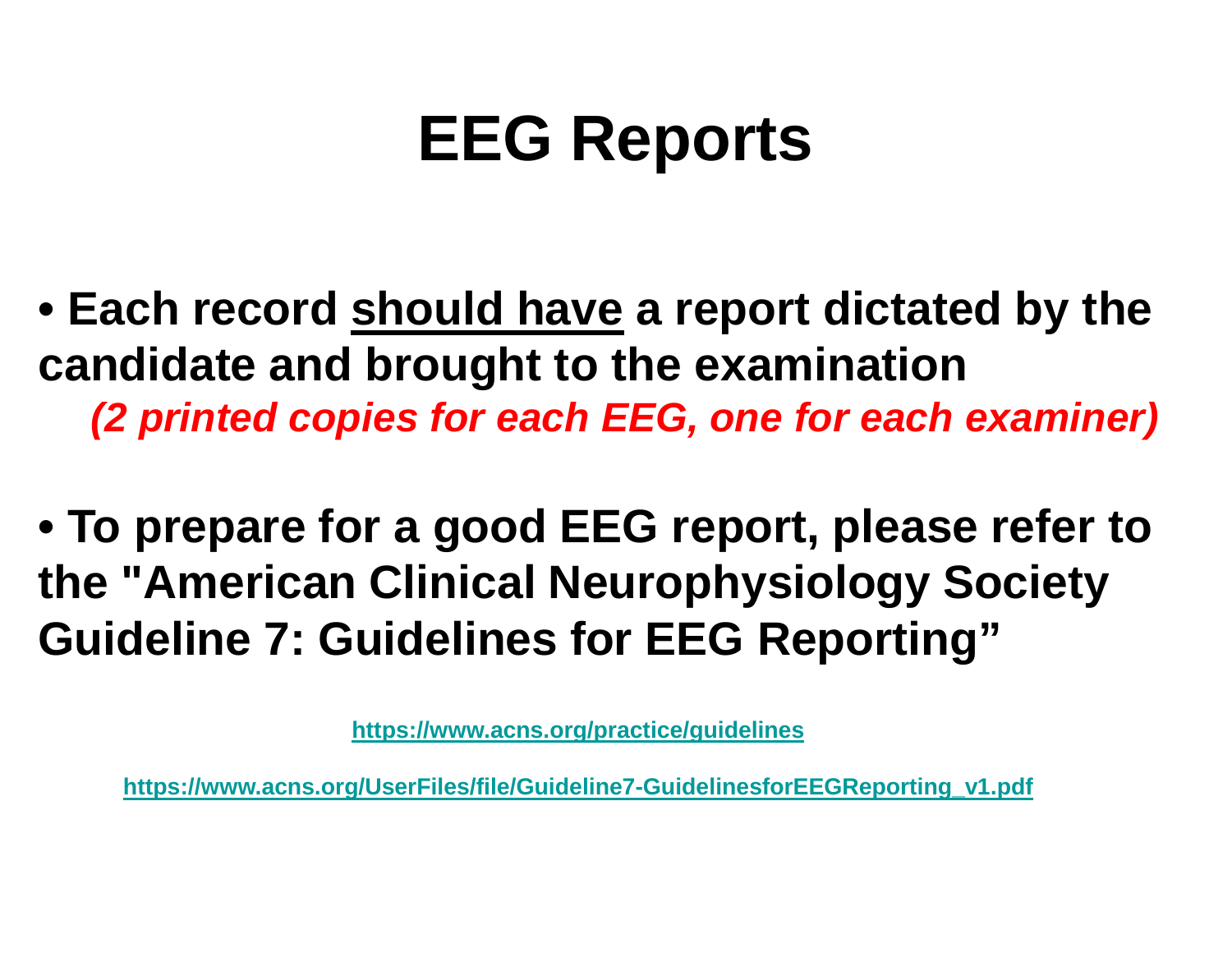# EEG Reports

- **Each record <u>should have</u> a report dictated by the candidate and brought to the examination**
  ***(2 printed copies for each EEG, one for each examiner)***

- **To prepare for a good EEG report, please refer to the "American Clinical Neurophysiology Society Guideline 7: Guidelines for EEG Reporting"**

**https://www.acns.org/practice/guidelines**

**https://www.acns.org/UserFiles/file/Guideline7-GuidelinesforEEGReporting_v1.pdf**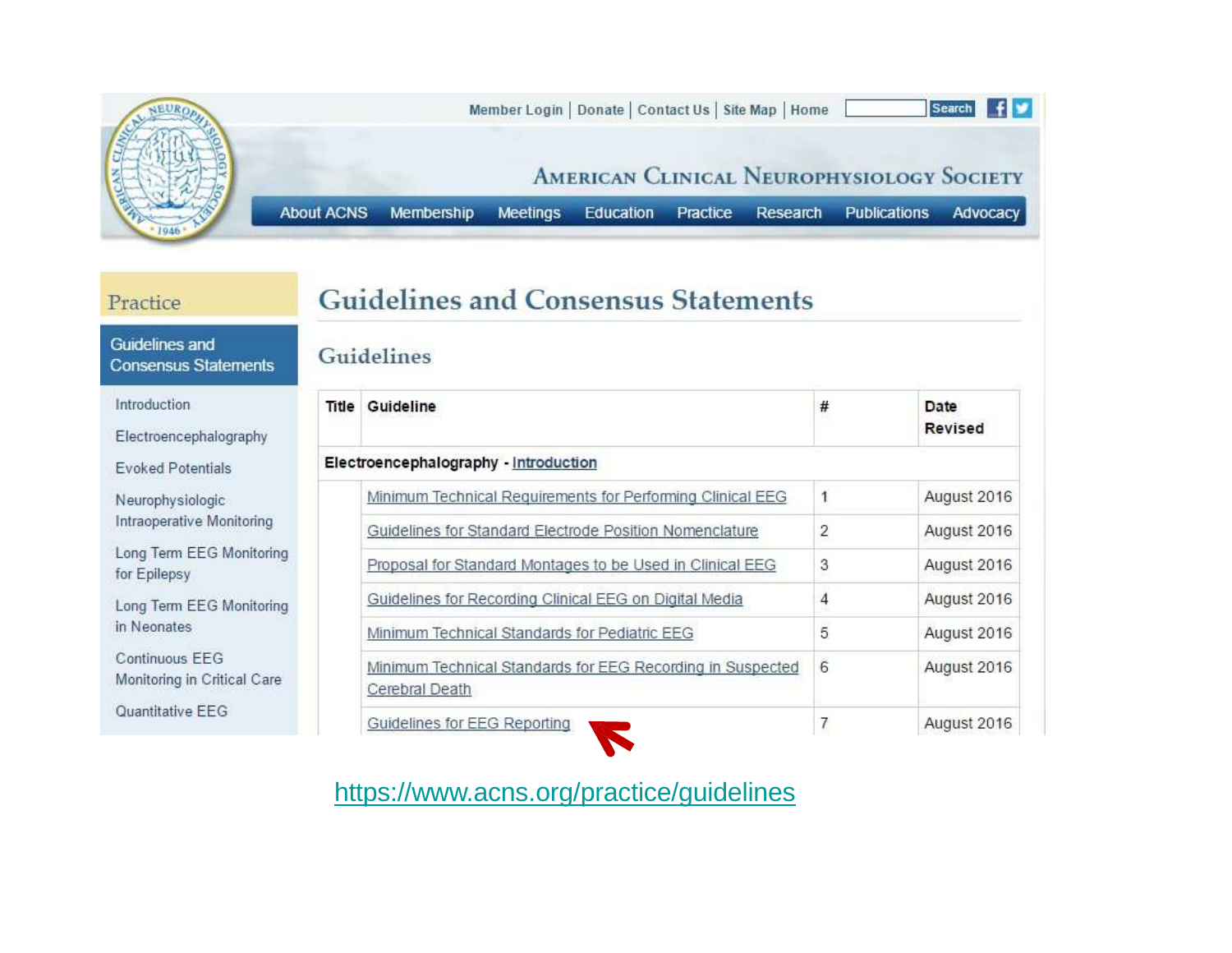Member Login | Donate | Contact Us | Site Map | Home

AMERICAN CLINICAL NEUROPHYSIOLOGY SOCIETY

About ACNS | Membership | Meetings | Education | Practice | Research | Publications | Advocacy

**Practice**

- **Guidelines and Consensus Statements**
- Introduction
- Electroencephalography
- Evoked Potentials
- Neurophysiologic Intraoperative Monitoring
- Long Term EEG Monitoring for Epilepsy
- Long Term EEG Monitoring in Neonates
- Continuous EEG Monitoring in Critical Care
- Quantitative EEG

# Guidelines and Consensus Statements

## Guidelines

| Title | Guideline | # | Date Revised |
|---|---|---|---|
| **Electroencephalography - Introduction** | | | |
| | Minimum Technical Requirements for Performing Clinical EEG | 1 | August 2016 |
| | Guidelines for Standard Electrode Position Nomenclature | 2 | August 2016 |
| | Proposal for Standard Montages to be Used in Clinical EEG | 3 | August 2016 |
| | Guidelines for Recording Clinical EEG on Digital Media | 4 | August 2016 |
| | Minimum Technical Standards for Pediatric EEG | 5 | August 2016 |
| | Minimum Technical Standards for EEG Recording in Suspected Cerebral Death | 6 | August 2016 |
| | Guidelines for EEG Reporting | 7 | August 2016 |

https://www.acns.org/practice/guidelines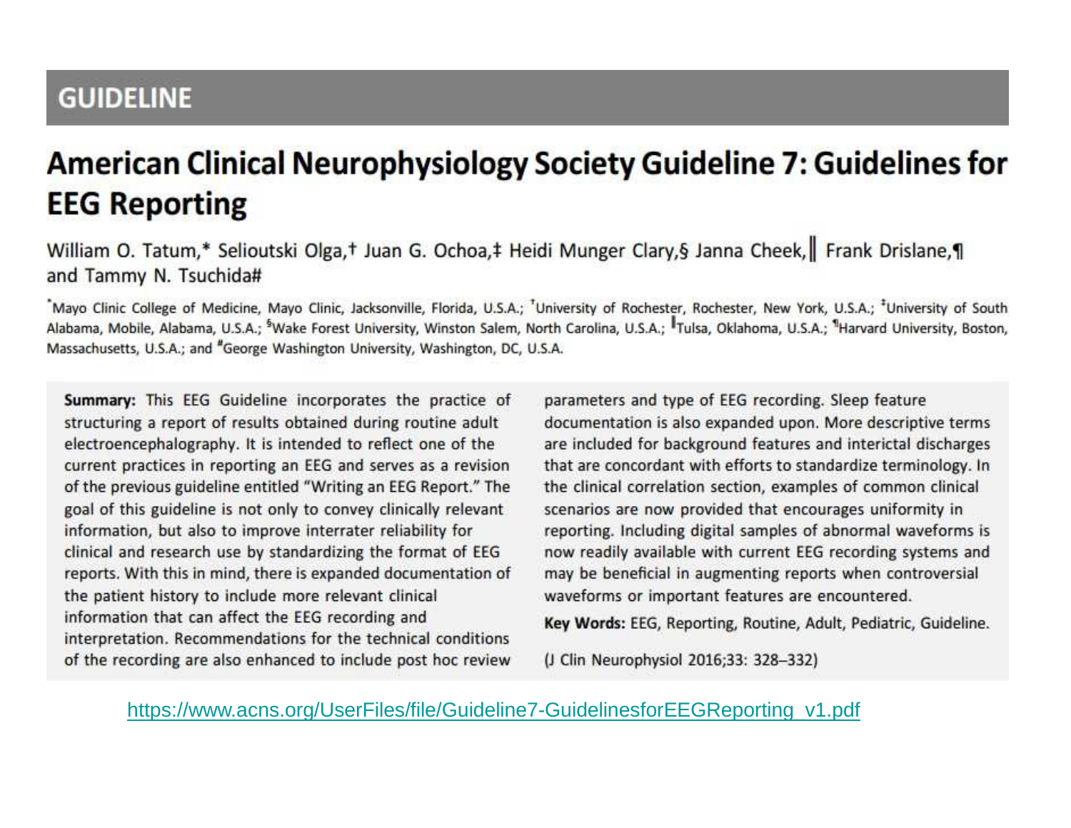# GUIDELINE

## American Clinical Neurophysiology Society Guideline 7: Guidelines for EEG Reporting

William O. Tatum,* Selioutski Olga,† Juan G. Ochoa,‡ Heidi Munger Clary,§ Janna Cheek,‖ Frank Drislane,¶ and Tammy N. Tsuchida#

*Mayo Clinic College of Medicine, Mayo Clinic, Jacksonville, Florida, U.S.A.; †University of Rochester, Rochester, New York, U.S.A.; ‡University of South Alabama, Mobile, Alabama, U.S.A.; §Wake Forest University, Winston Salem, North Carolina, U.S.A.; ‖Tulsa, Oklahoma, U.S.A.; ¶Harvard University, Boston, Massachusetts, U.S.A.; and #George Washington University, Washington, DC, U.S.A.

**Summary:** This EEG Guideline incorporates the practice of structuring a report of results obtained during routine adult electroencephalography. It is intended to reflect one of the current practices in reporting an EEG and serves as a revision of the previous guideline entitled "Writing an EEG Report." The goal of this guideline is not only to convey clinically relevant information, but also to improve interrater reliability for clinical and research use by standardizing the format of EEG reports. With this in mind, there is expanded documentation of the patient history to include more relevant clinical information that can affect the EEG recording and interpretation. Recommendations for the technical conditions of the recording are also enhanced to include post hoc review parameters and type of EEG recording. Sleep feature documentation is also expanded upon. More descriptive terms are included for background features and interictal discharges that are concordant with efforts to standardize terminology. In the clinical correlation section, examples of common clinical scenarios are now provided that encourages uniformity in reporting. Including digital samples of abnormal waveforms is now readily available with current EEG recording systems and may be beneficial in augmenting reports when controversial waveforms or important features are encountered.

**Key Words:** EEG, Reporting, Routine, Adult, Pediatric, Guideline.

(J Clin Neurophysiol 2016;33: 328–332)

https://www.acns.org/UserFiles/file/Guideline7-GuidelinesforEEGReporting_v1.pdf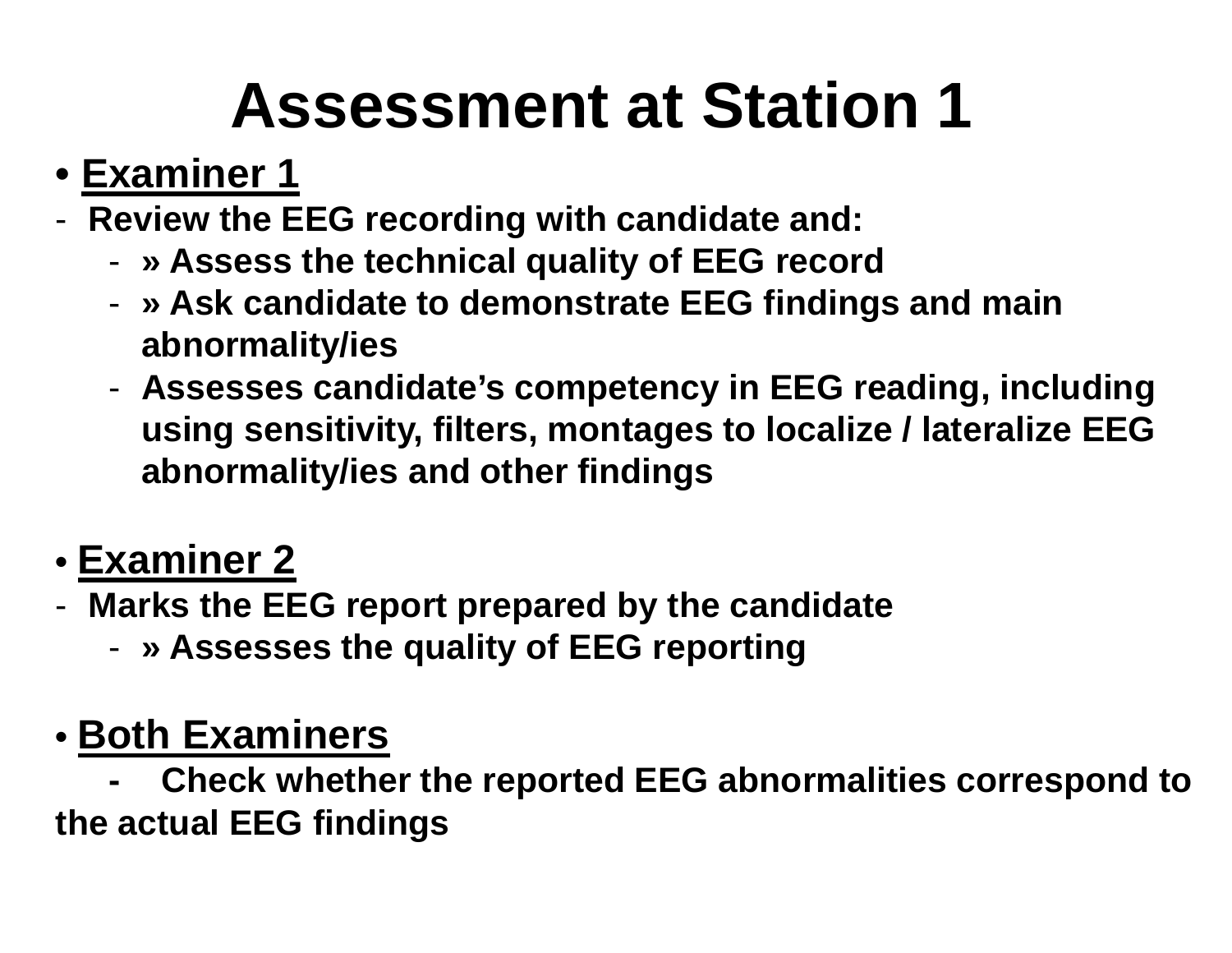# Assessment at Station 1

- **Examiner 1**
  - **Review the EEG recording with candidate and:**
    - **» Assess the technical quality of EEG record**
    - **» Ask candidate to demonstrate EEG findings and main abnormality/ies**
    - **Assesses candidate's competency in EEG reading, including using sensitivity, filters, montages to localize / lateralize EEG abnormality/ies and other findings**

- **Examiner 2**
  - **Marks the EEG report prepared by the candidate**
    - **» Assesses the quality of EEG reporting**

- **Both Examiners**
  - **Check whether the reported EEG abnormalities correspond to the actual EEG findings**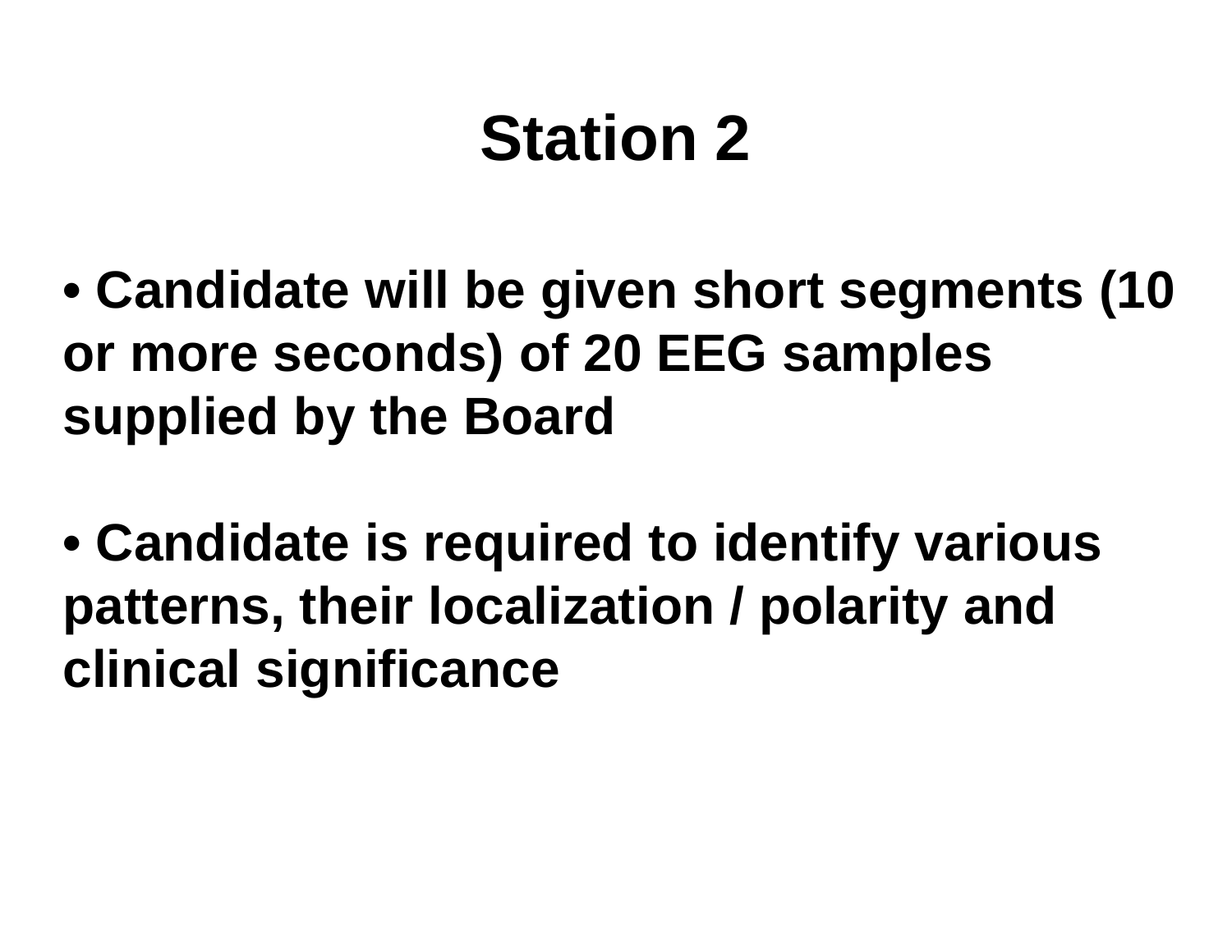# Station 2

- **Candidate will be given short segments (10 or more seconds) of 20 EEG samples supplied by the Board**

- **Candidate is required to identify various patterns, their localization / polarity and clinical significance**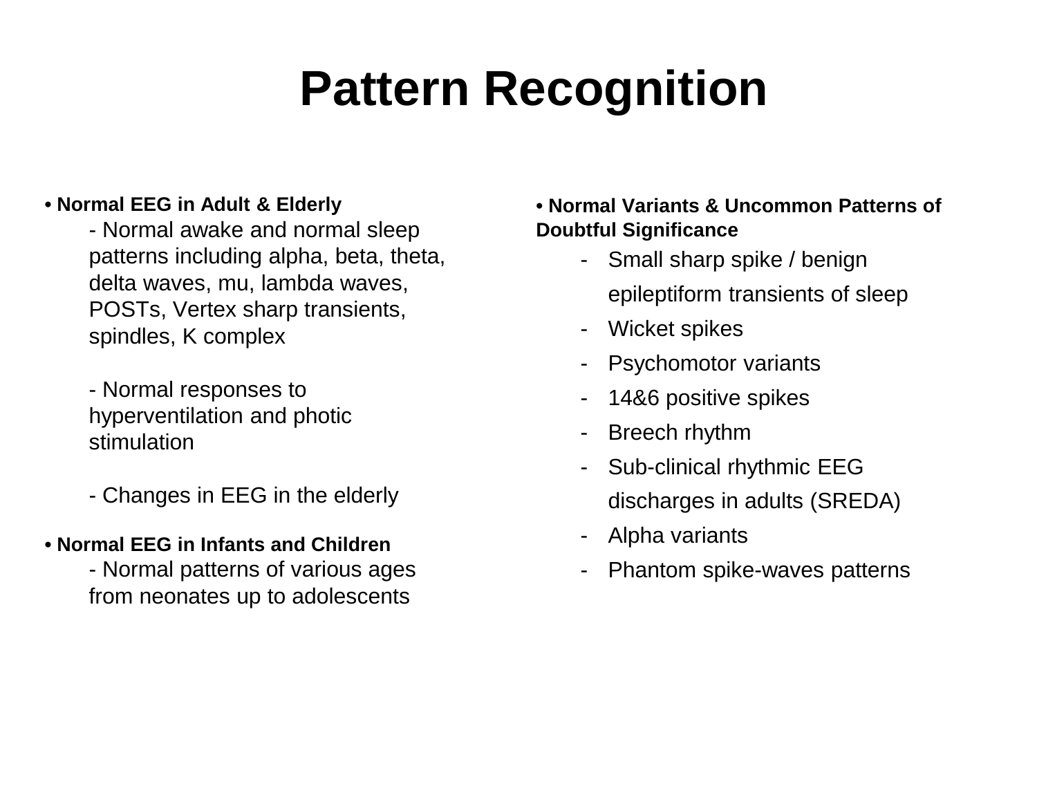# Pattern Recognition

- **Normal EEG in Adult & Elderly**
  - Normal awake and normal sleep patterns including alpha, beta, theta, delta waves, mu, lambda waves, POSTs, Vertex sharp transients, spindles, K complex
  - Normal responses to hyperventilation and photic stimulation
  - Changes in EEG in the elderly
- **Normal EEG in Infants and Children**
  - Normal patterns of various ages from neonates up to adolescents
- **Normal Variants & Uncommon Patterns of Doubtful Significance**
  - Small sharp spike / benign epileptiform transients of sleep
  - Wicket spikes
  - Psychomotor variants
  - 14&6 positive spikes
  - Breech rhythm
  - Sub-clinical rhythmic EEG discharges in adults (SREDA)
  - Alpha variants
  - Phantom spike-waves patterns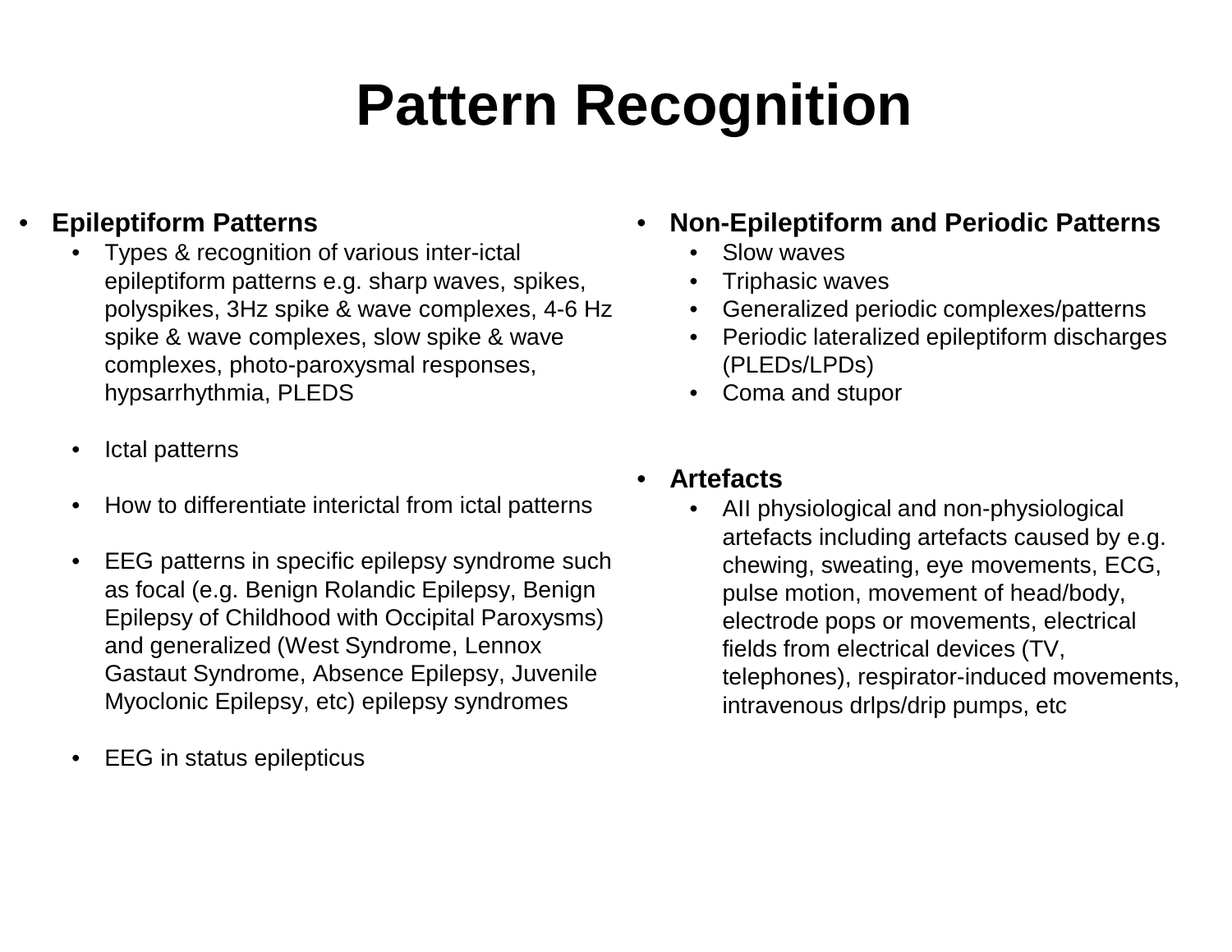# Pattern Recognition

- **Epileptiform Patterns**
  - Types & recognition of various inter-ictal epileptiform patterns e.g. sharp waves, spikes, polyspikes, 3Hz spike & wave complexes, 4-6 Hz spike & wave complexes, slow spike & wave complexes, photo-paroxysmal responses, hypsarrhythmia, PLEDS
  - Ictal patterns
  - How to differentiate interictal from ictal patterns
  - EEG patterns in specific epilepsy syndrome such as focal (e.g. Benign Rolandic Epilepsy, Benign Epilepsy of Childhood with Occipital Paroxysms) and generalized (West Syndrome, Lennox Gastaut Syndrome, Absence Epilepsy, Juvenile Myoclonic Epilepsy, etc) epilepsy syndromes
  - EEG in status epilepticus

- **Non-Epileptiform and Periodic Patterns**
  - Slow waves
  - Triphasic waves
  - Generalized periodic complexes/patterns
  - Periodic lateralized epileptiform discharges (PLEDs/LPDs)
  - Coma and stupor

- **Artefacts**
  - AII physiological and non-physiological artefacts including artefacts caused by e.g. chewing, sweating, eye movements, ECG, pulse motion, movement of head/body, electrode pops or movements, electrical fields from electrical devices (TV, telephones), respirator-induced movements, intravenous drlps/drip pumps, etc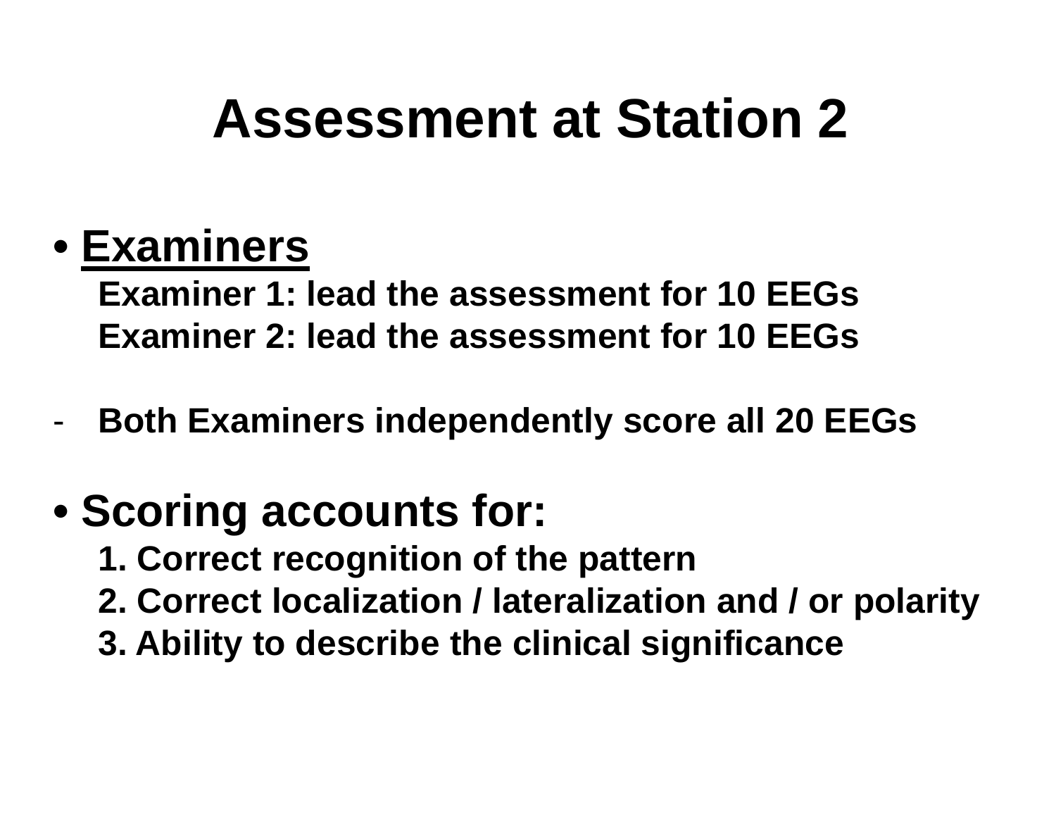# Assessment at Station 2

- **Examiners**

  **Examiner 1: lead the assessment for 10 EEGs**
  **Examiner 2: lead the assessment for 10 EEGs**

- **Both Examiners independently score all 20 EEGs**

- **Scoring accounts for:**
  1. **Correct recognition of the pattern**
  2. **Correct localization / lateralization and / or polarity**
  3. **Ability to describe the clinical significance**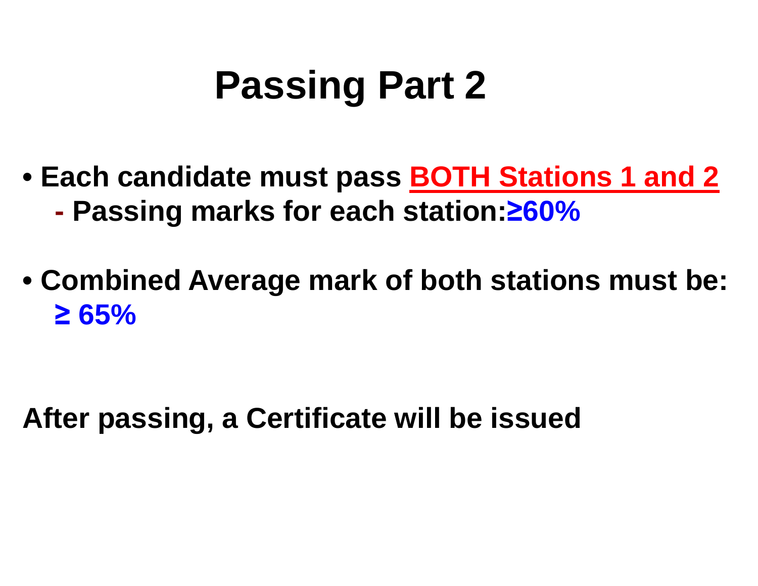# Passing Part 2

- **Each candidate must pass <u>BOTH Stations 1 and 2</u>**
  - **Passing marks for each station: $\geq$60%**

- **Combined Average mark of both stations must be: $\geq$ 65%**

**After passing, a Certificate will be issued**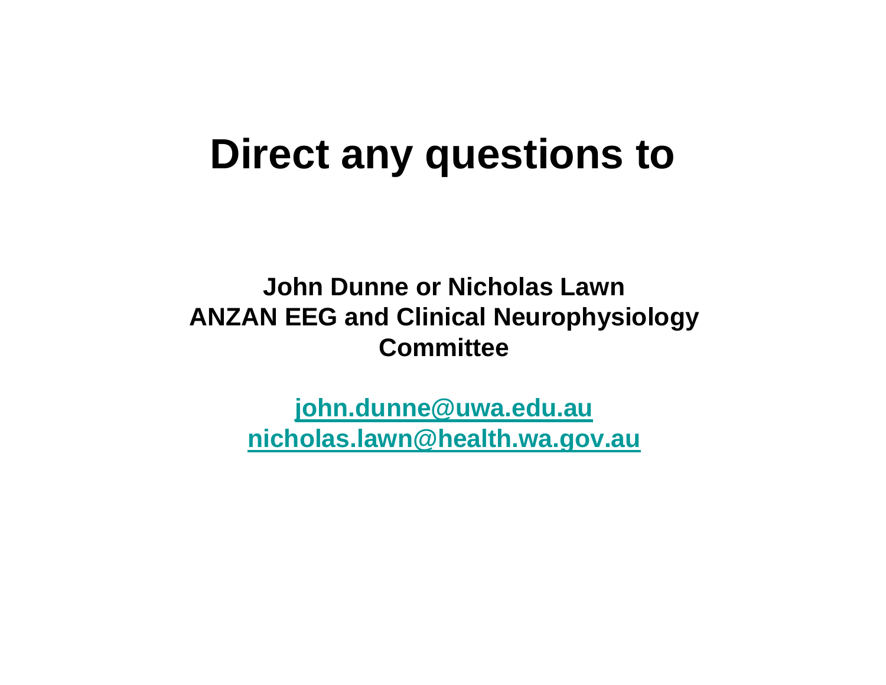# Direct any questions to

**John Dunne or Nicholas Lawn**
**ANZAN EEG and Clinical Neurophysiology Committee**

**john.dunne@uwa.edu.au**
**nicholas.lawn@health.wa.gov.au**